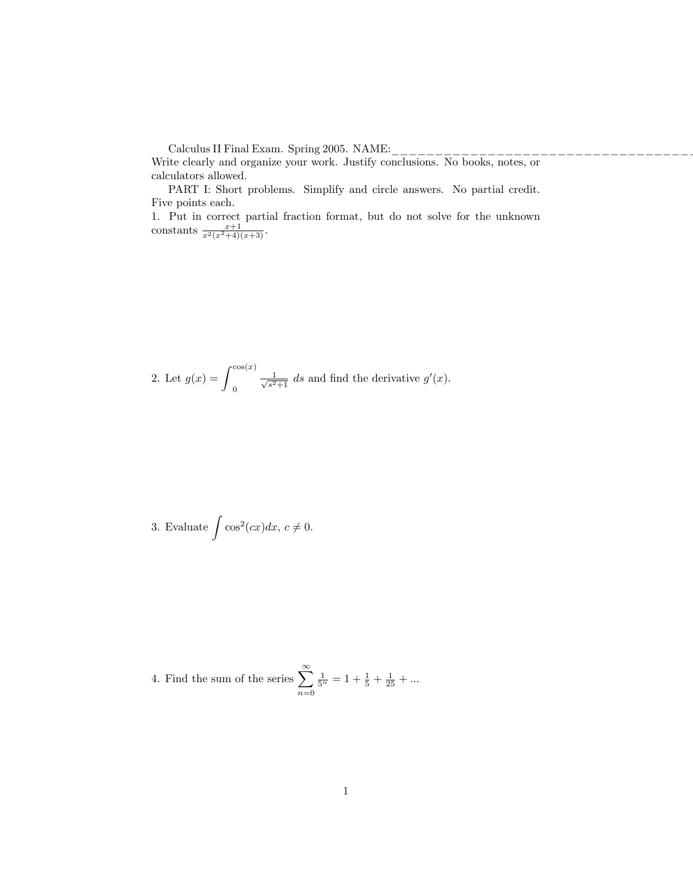Calculus II Final Exam. Spring 2005. NAME:\_\_\_\_\_\_\_\_\_\_\_\_\_\_\_\_\_\_\_\_\_\_\_\_\_\_\_\_\_\_\_\_\_\_\_\_\_\_\_\_\_\_\_\_\_\_

Write clearly and organize your work. Justify conclusions. No books, notes, or calculators allowed.

PART I: Short problems. Simplify and circle answers. No partial credit. Five points each.

1. Put in correct partial fraction format, but do not solve for the unknown constants $\frac{x+1}{x^2(x^2+4)(x+3)}$.

2. Let $g(x) = \int_0^{\cos(x)} \frac{1}{\sqrt{s^2+1}}\, ds$ and find the derivative $g'(x)$.

3. Evaluate $\int \cos^2(cx)dx$, $c \neq 0$.

4. Find the sum of the series $\sum_{n=0}^{\infty} \frac{1}{5^n} = 1 + \frac{1}{5} + \frac{1}{25} + ...$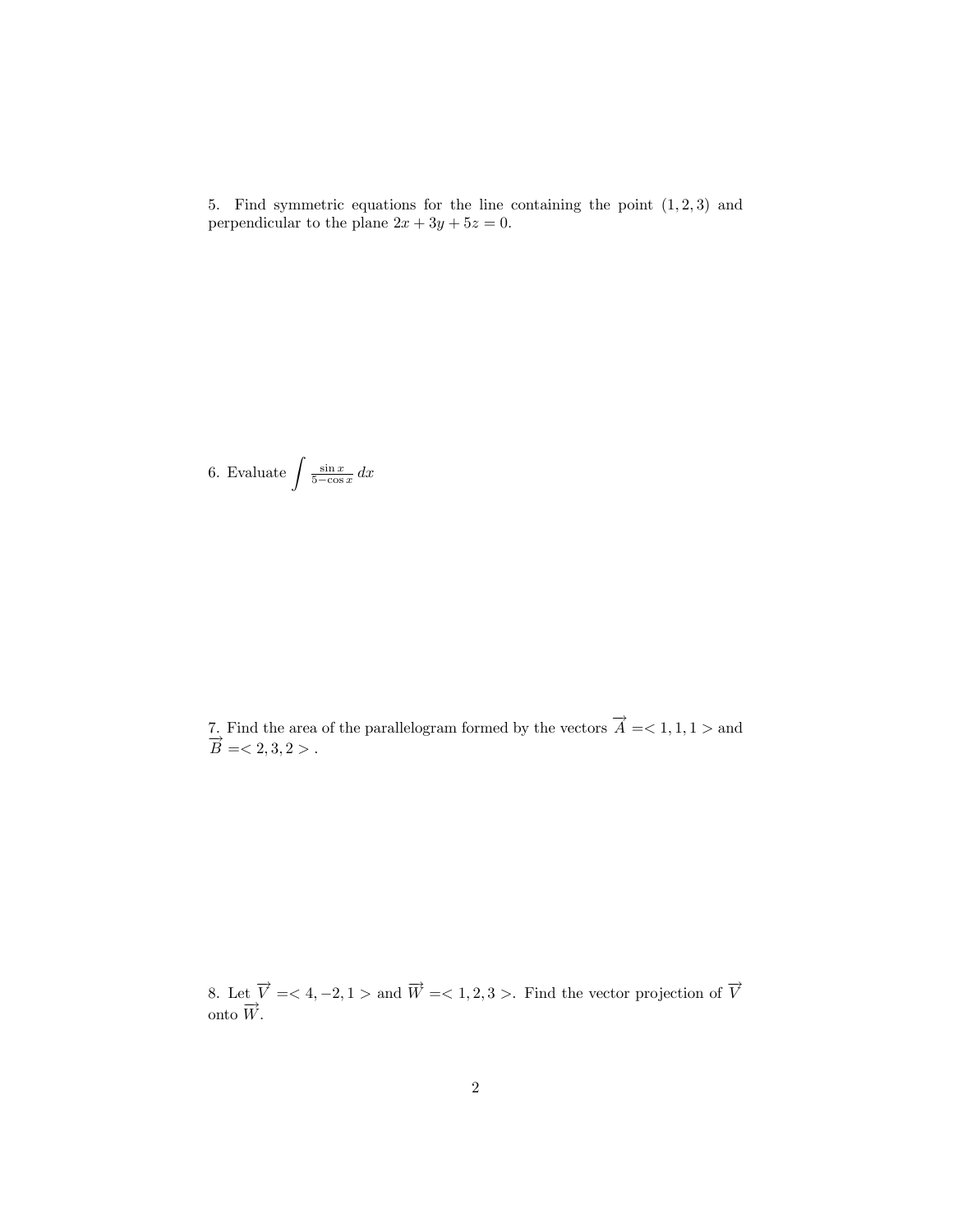5. Find symmetric equations for the line containing the point $(1, 2, 3)$ and perpendicular to the plane $2x + 3y + 5z = 0$.

6. Evaluate $\int \frac{\sin x}{5 - \cos x} \, dx$

7. Find the area of the parallelogram formed by the vectors $\overrightarrow{A} = < 1, 1, 1 >$ and $\overrightarrow{B} = < 2, 3, 2 >$.

8. Let $\overrightarrow{V} = < 4, -2, 1 >$ and $\overrightarrow{W} = < 1, 2, 3 >$. Find the vector projection of $\overrightarrow{V}$ onto $\overrightarrow{W}$.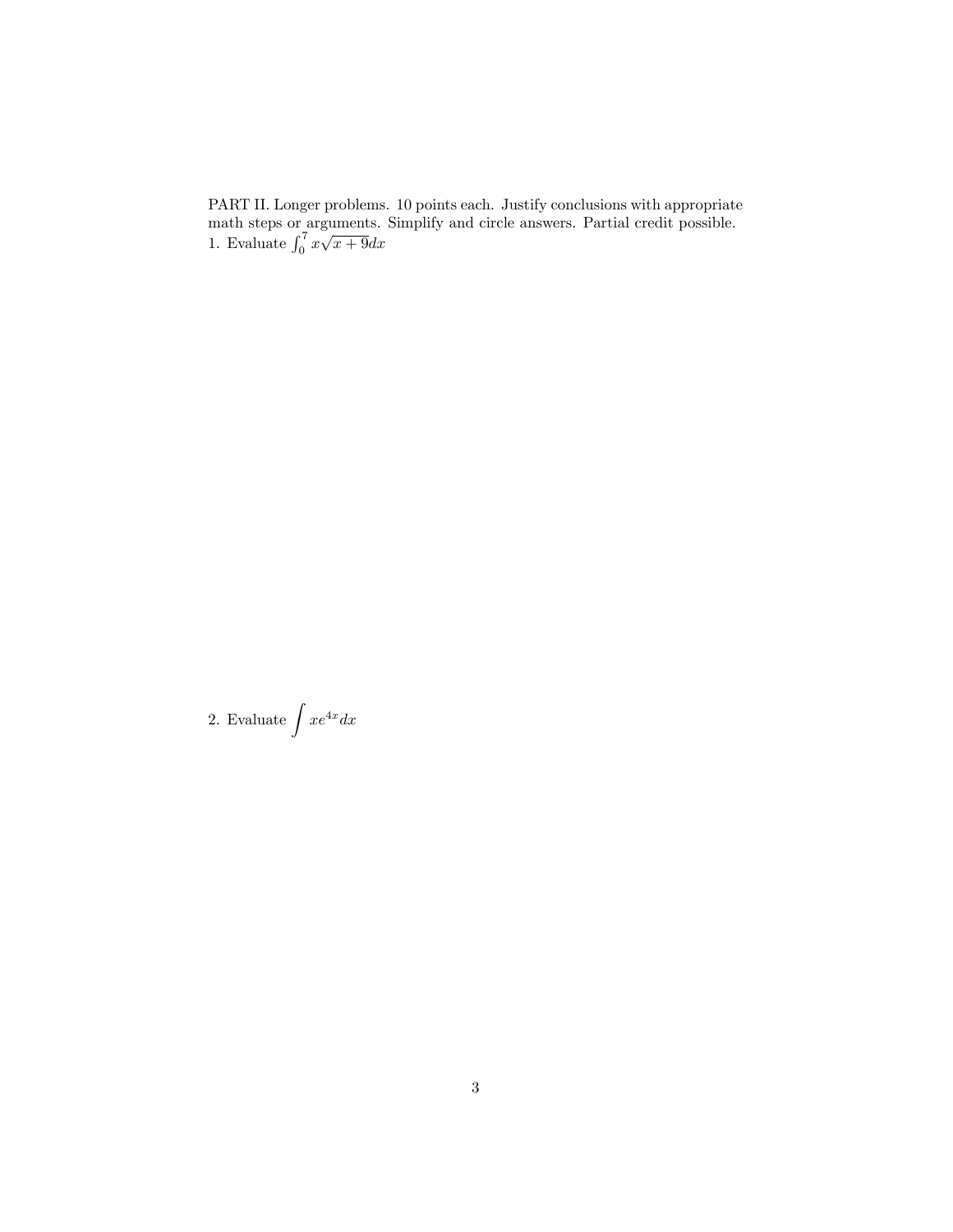PART II. Longer problems. 10 points each. Justify conclusions with appropriate math steps or arguments. Simplify and circle answers. Partial credit possible.

1. Evaluate $\int_0^7 x\sqrt{x+9}dx$

2. Evaluate $\displaystyle\int xe^{4x}dx$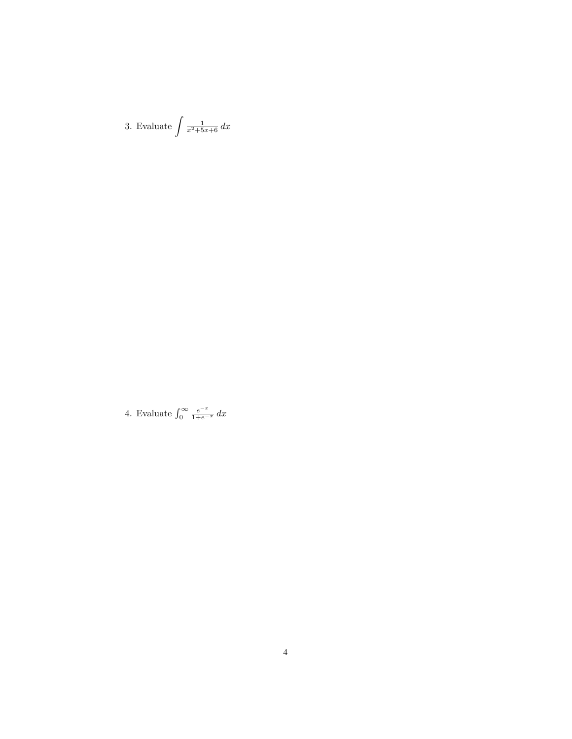3. Evaluate $\int \frac{1}{x^2+5x+6}\, dx$

4. Evaluate $\int_0^\infty \frac{e^{-x}}{1+e^{-x}}\, dx$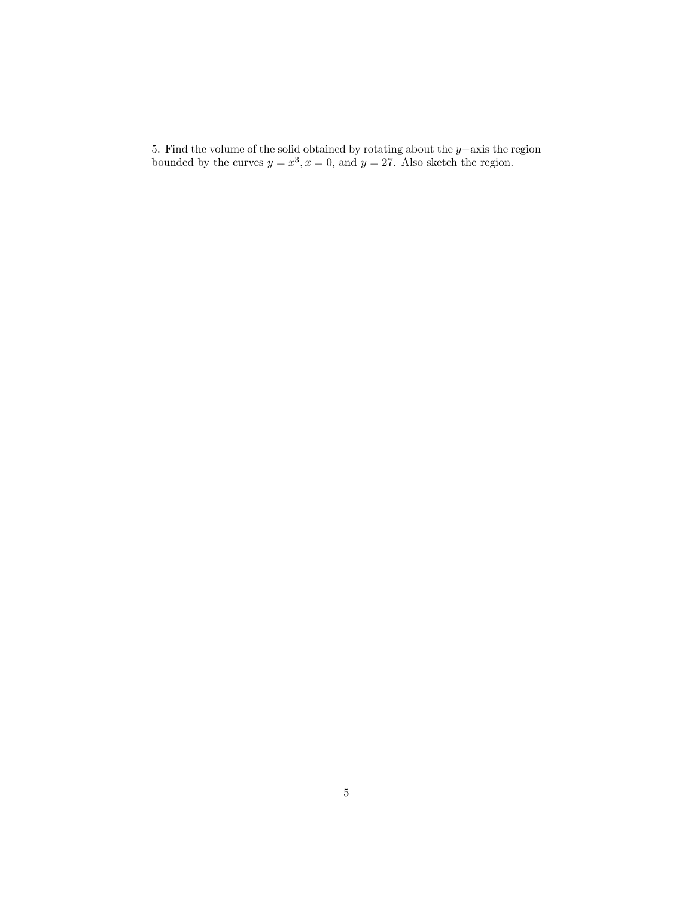5. Find the volume of the solid obtained by rotating about the $y-$axis the region bounded by the curves $y = x^3, x = 0$, and $y = 27$. Also sketch the region.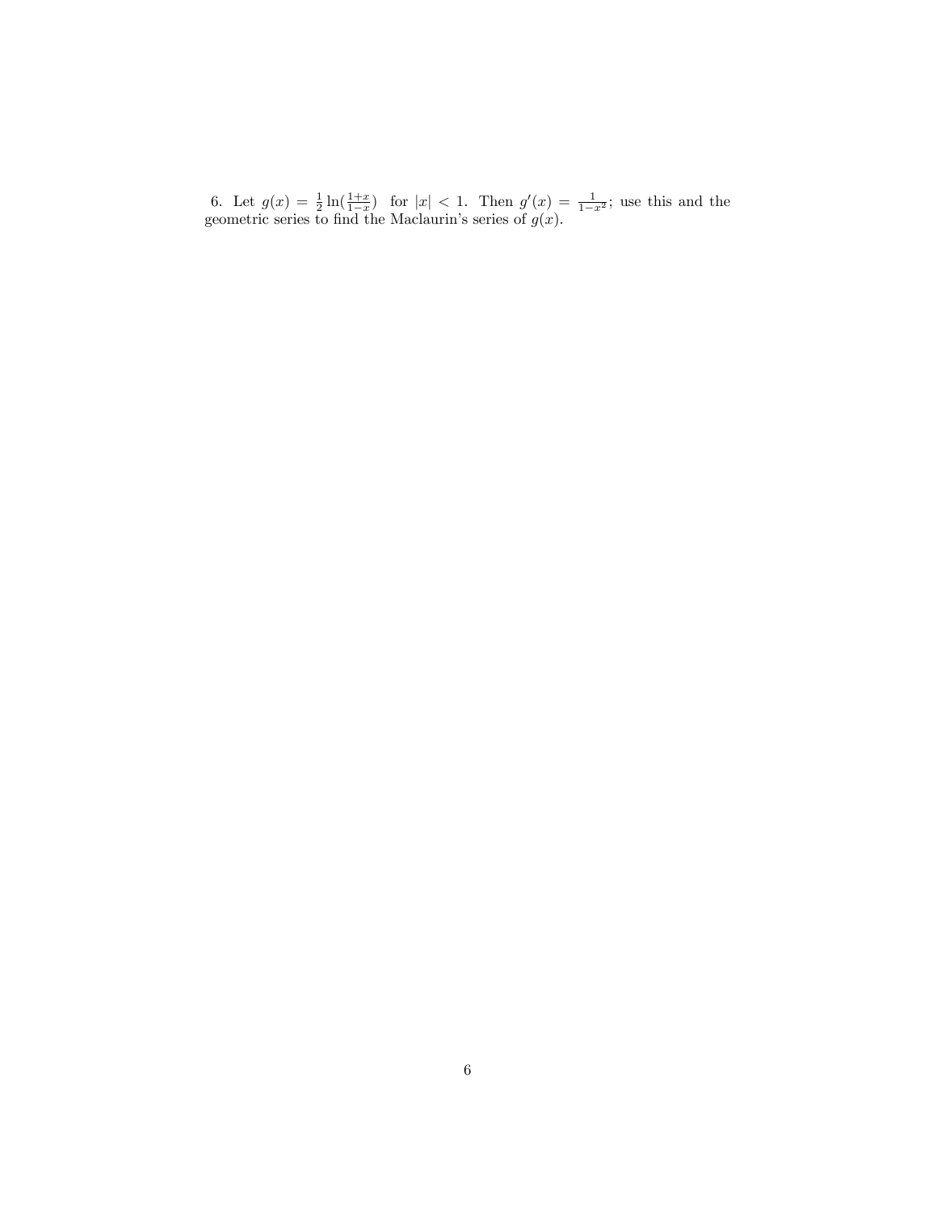6. Let $g(x) = \frac{1}{2}\ln(\frac{1+x}{1-x})$ for $|x| < 1$. Then $g'(x) = \frac{1}{1-x^2}$; use this and the geometric series to find the Maclaurin's series of $g(x)$.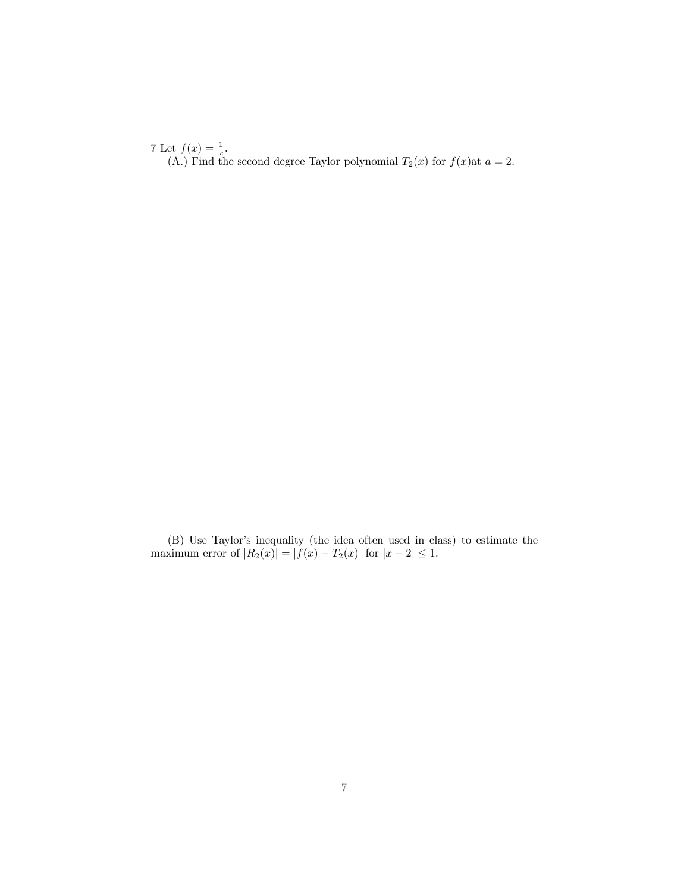7 Let $f(x) = \frac{1}{x}$.

(A.) Find the second degree Taylor polynomial $T_2(x)$ for $f(x)$at $a = 2$.

(B) Use Taylor's inequality (the idea often used in class) to estimate the maximum error of $|R_2(x)| = |f(x) - T_2(x)|$ for $|x - 2| \leq 1$.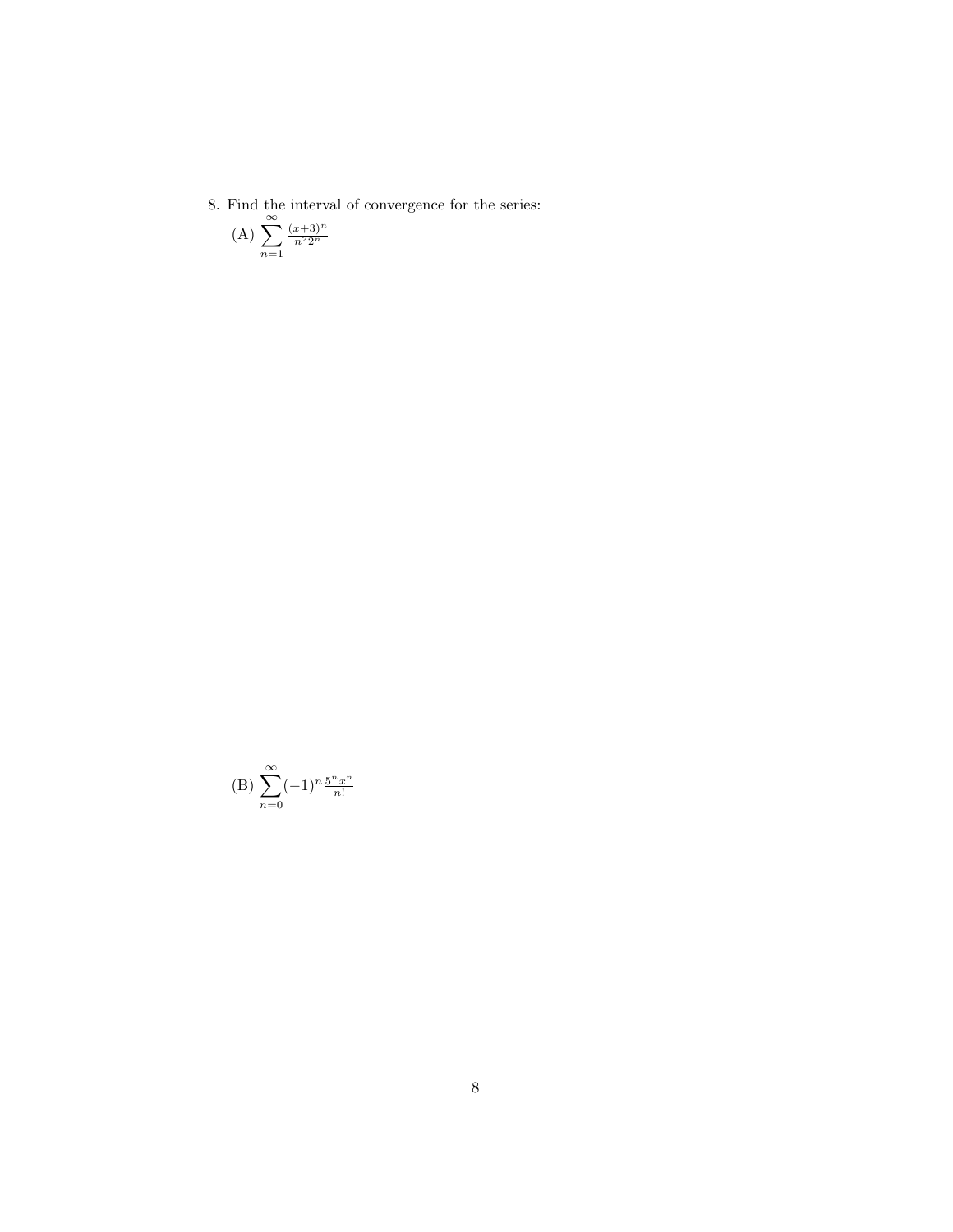8. Find the interval of convergence for the series:

(A) $\sum_{n=1}^{\infty} \frac{(x+3)^n}{n^2 2^n}$

(B) $\sum_{n=0}^{\infty} (-1)^n \frac{5^n x^n}{n!}$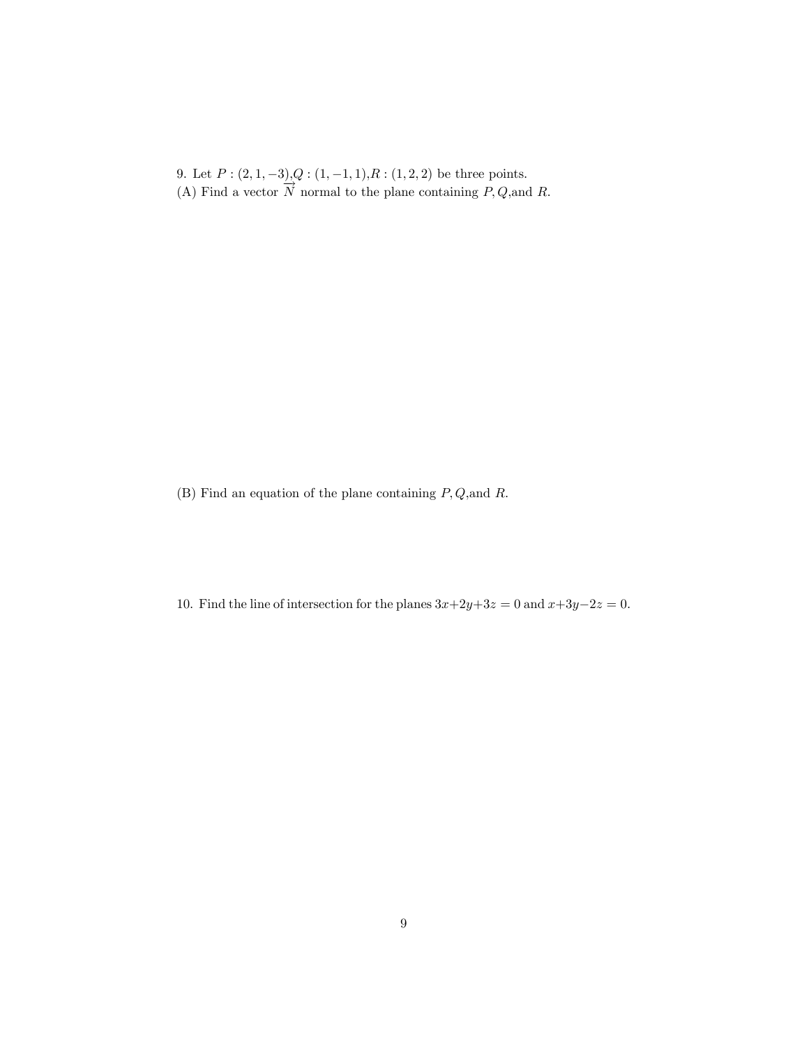9. Let $P : (2, 1, -3)$,$Q : (1, -1, 1)$,$R : (1, 2, 2)$ be three points.
(A) Find a vector $\overrightarrow{N}$ normal to the plane containing $P, Q$,and $R$.

(B) Find an equation of the plane containing $P, Q$,and $R$.

10. Find the line of intersection for the planes $3x+2y+3z = 0$ and $x+3y-2z = 0$.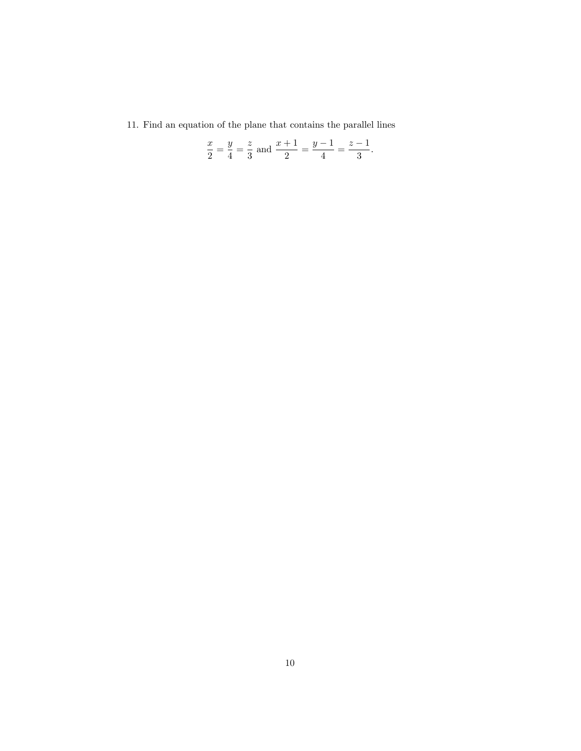11. Find an equation of the plane that contains the parallel lines

$$\frac{x}{2} = \frac{y}{4} = \frac{z}{3} \text{ and } \frac{x+1}{2} = \frac{y-1}{4} = \frac{z-1}{3}.$$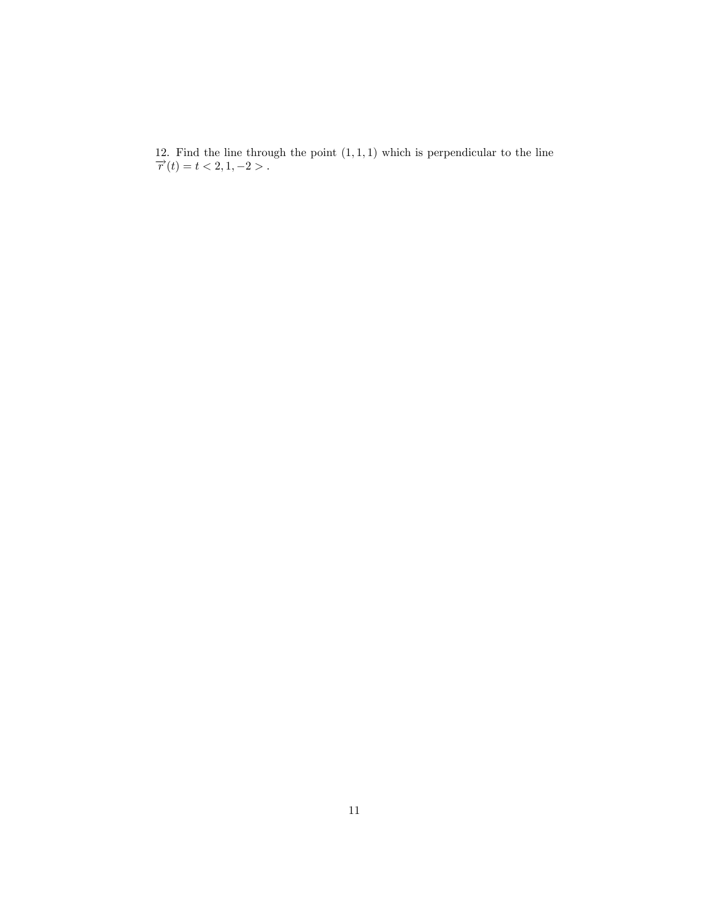12. Find the line through the point $(1, 1, 1)$ which is perpendicular to the line $\overrightarrow{r}(t) = t < 2, 1, -2 >$ .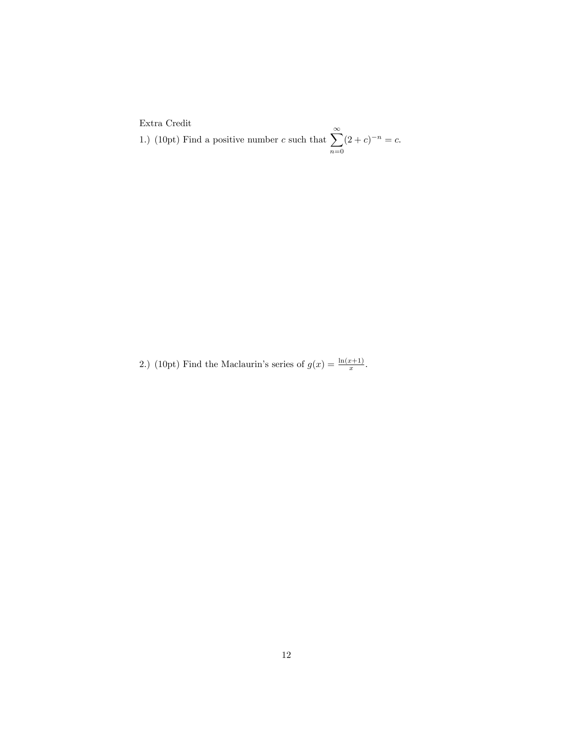Extra Credit

1.) (10pt) Find a positive number $c$ such that $\displaystyle\sum_{n=0}^{\infty}(2+c)^{-n} = c$.

2.) (10pt) Find the Maclaurin's series of $g(x) = \frac{\ln(x+1)}{x}$.